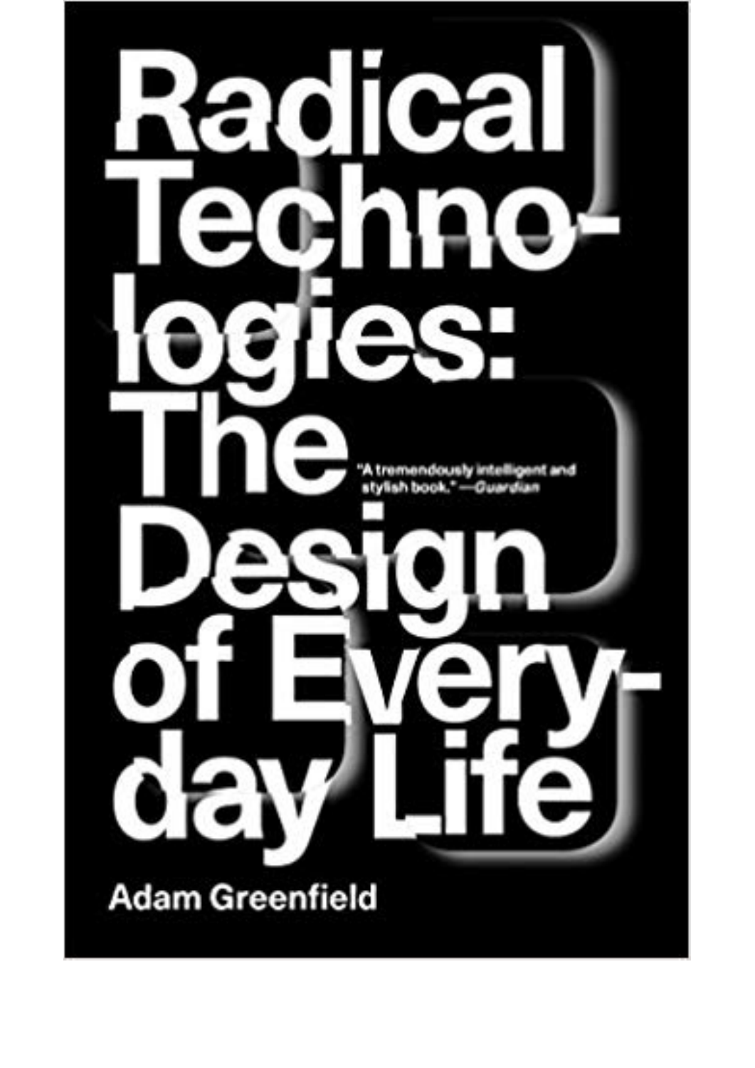# Radical Technologies: The Design of Everyday Life

"A tremendously intelligent and stylish book." —*Guardian*

**Adam Greenfield**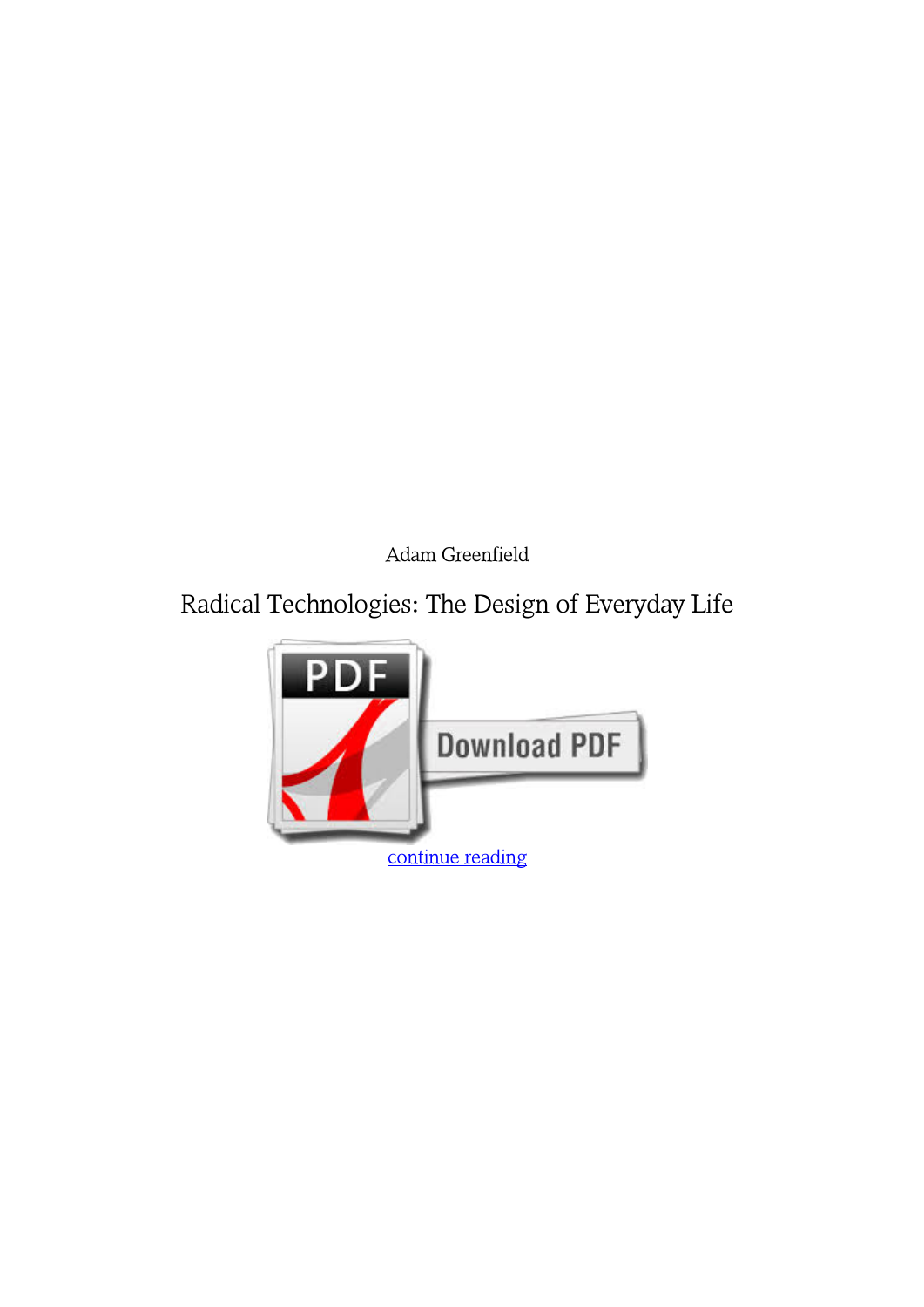Adam Greenfield

Radical Technologies: The Design of Everyday Life

continue reading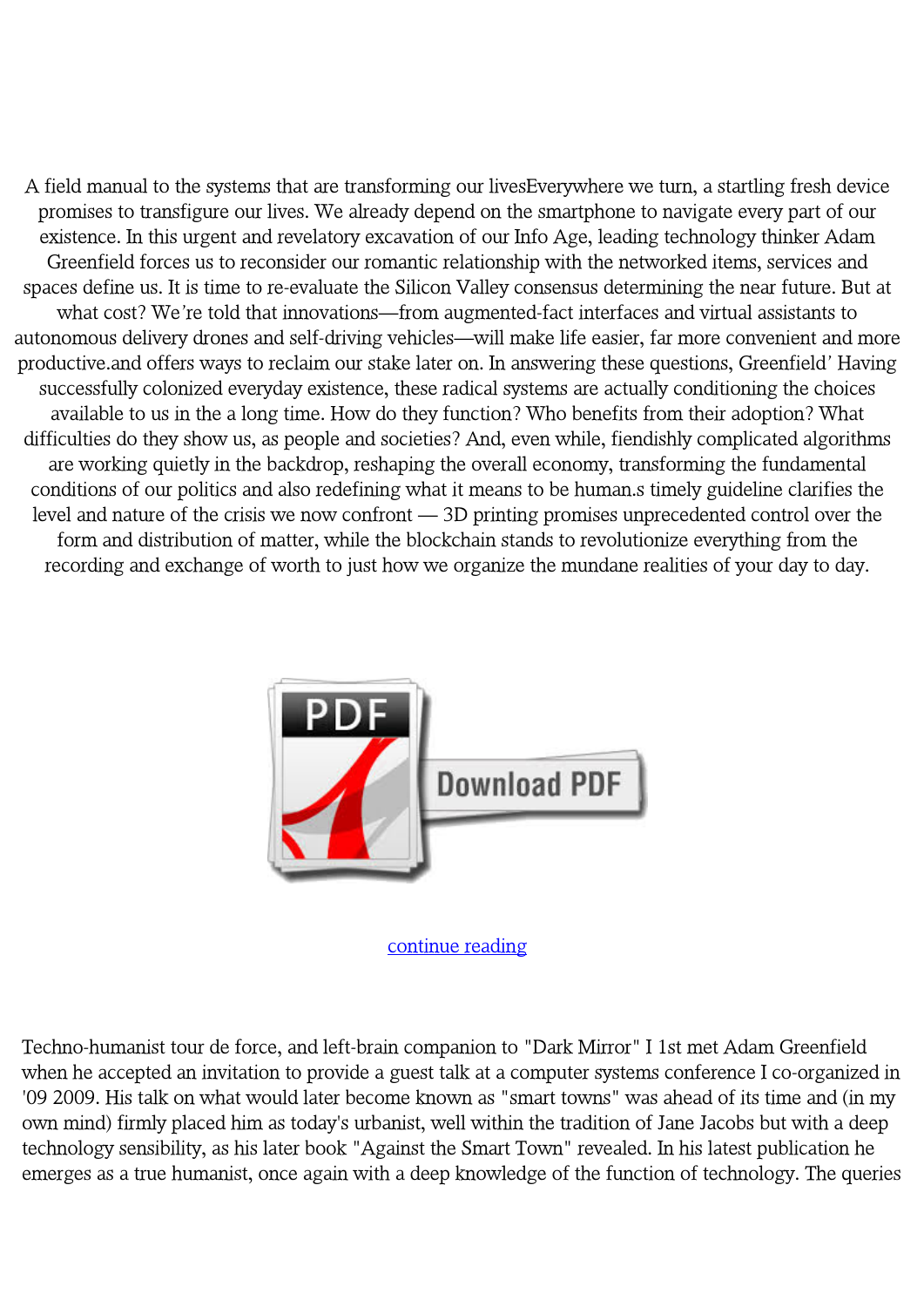A field manual to the systems that are transforming our livesEverywhere we turn, a startling fresh device promises to transfigure our lives. We already depend on the smartphone to navigate every part of our existence. In this urgent and revelatory excavation of our Info Age, leading technology thinker Adam Greenfield forces us to reconsider our romantic relationship with the networked items, services and spaces define us. It is time to re-evaluate the Silicon Valley consensus determining the near future. But at what cost? We're told that innovations—from augmented-fact interfaces and virtual assistants to autonomous delivery drones and self-driving vehicles—will make life easier, far more convenient and more productive.and offers ways to reclaim our stake later on. In answering these questions, Greenfield' Having successfully colonized everyday existence, these radical systems are actually conditioning the choices available to us in the a long time. How do they function? Who benefits from their adoption? What difficulties do they show us, as people and societies? And, even while, fiendishly complicated algorithms are working quietly in the backdrop, reshaping the overall economy, transforming the fundamental conditions of our politics and also redefining what it means to be human.s timely guideline clarifies the level and nature of the crisis we now confront — 3D printing promises unprecedented control over the form and distribution of matter, while the blockchain stands to revolutionize everything from the recording and exchange of worth to just how we organize the mundane realities of your day to day.

[continue reading]

Techno-humanist tour de force, and left-brain companion to "Dark Mirror" I 1st met Adam Greenfield when he accepted an invitation to provide a guest talk at a computer systems conference I co-organized in '09 2009. His talk on what would later become known as "smart towns" was ahead of its time and (in my own mind) firmly placed him as today's urbanist, well within the tradition of Jane Jacobs but with a deep technology sensibility, as his later book "Against the Smart Town" revealed. In his latest publication he emerges as a true humanist, once again with a deep knowledge of the function of technology. The queries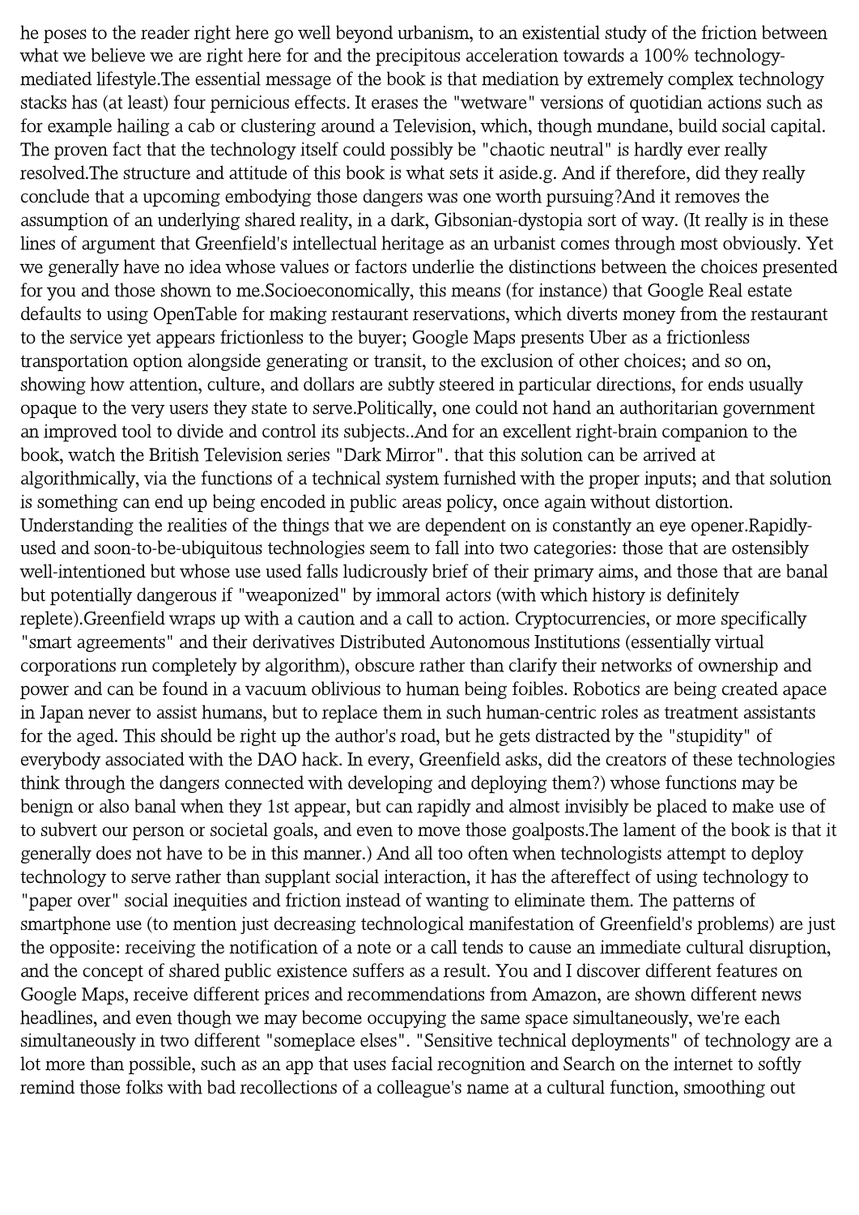he poses to the reader right here go well beyond urbanism, to an existential study of the friction between what we believe we are right here for and the precipitous acceleration towards a 100% technology-mediated lifestyle.The essential message of the book is that mediation by extremely complex technology stacks has (at least) four pernicious effects. It erases the "wetware" versions of quotidian actions such as for example hailing a cab or clustering around a Television, which, though mundane, build social capital. The proven fact that the technology itself could possibly be "chaotic neutral" is hardly ever really resolved.The structure and attitude of this book is what sets it aside.g. And if therefore, did they really conclude that a upcoming embodying those dangers was one worth pursuing?And it removes the assumption of an underlying shared reality, in a dark, Gibsonian-dystopia sort of way. (It really is in these lines of argument that Greenfield's intellectual heritage as an urbanist comes through most obviously. Yet we generally have no idea whose values or factors underlie the distinctions between the choices presented for you and those shown to me.Socioeconomically, this means (for instance) that Google Real estate defaults to using OpenTable for making restaurant reservations, which diverts money from the restaurant to the service yet appears frictionless to the buyer; Google Maps presents Uber as a frictionless transportation option alongside generating or transit, to the exclusion of other choices; and so on, showing how attention, culture, and dollars are subtly steered in particular directions, for ends usually opaque to the very users they state to serve.Politically, one could not hand an authoritarian government an improved tool to divide and control its subjects..And for an excellent right-brain companion to the book, watch the British Television series "Dark Mirror". that this solution can be arrived at algorithmically, via the functions of a technical system furnished with the proper inputs; and that solution is something can end up being encoded in public areas policy, once again without distortion. Understanding the realities of the things that we are dependent on is constantly an eye opener.Rapidly-used and soon-to-be-ubiquitous technologies seem to fall into two categories: those that are ostensibly well-intentioned but whose use used falls ludicrously brief of their primary aims, and those that are banal but potentially dangerous if "weaponized" by immoral actors (with which history is definitely replete).Greenfield wraps up with a caution and a call to action. Cryptocurrencies, or more specifically "smart agreements" and their derivatives Distributed Autonomous Institutions (essentially virtual corporations run completely by algorithm), obscure rather than clarify their networks of ownership and power and can be found in a vacuum oblivious to human being foibles. Robotics are being created apace in Japan never to assist humans, but to replace them in such human-centric roles as treatment assistants for the aged. This should be right up the author's road, but he gets distracted by the "stupidity" of everybody associated with the DAO hack. In every, Greenfield asks, did the creators of these technologies think through the dangers connected with developing and deploying them?) whose functions may be benign or also banal when they 1st appear, but can rapidly and almost invisibly be placed to make use of to subvert our person or societal goals, and even to move those goalposts.The lament of the book is that it generally does not have to be in this manner.) And all too often when technologists attempt to deploy technology to serve rather than supplant social interaction, it has the aftereffect of using technology to "paper over" social inequities and friction instead of wanting to eliminate them. The patterns of smartphone use (to mention just decreasing technological manifestation of Greenfield's problems) are just the opposite: receiving the notification of a note or a call tends to cause an immediate cultural disruption, and the concept of shared public existence suffers as a result. You and I discover different features on Google Maps, receive different prices and recommendations from Amazon, are shown different news headlines, and even though we may become occupying the same space simultaneously, we're each simultaneously in two different "someplace elses". "Sensitive technical deployments" of technology are a lot more than possible, such as an app that uses facial recognition and Search on the internet to softly remind those folks with bad recollections of a colleague's name at a cultural function, smoothing out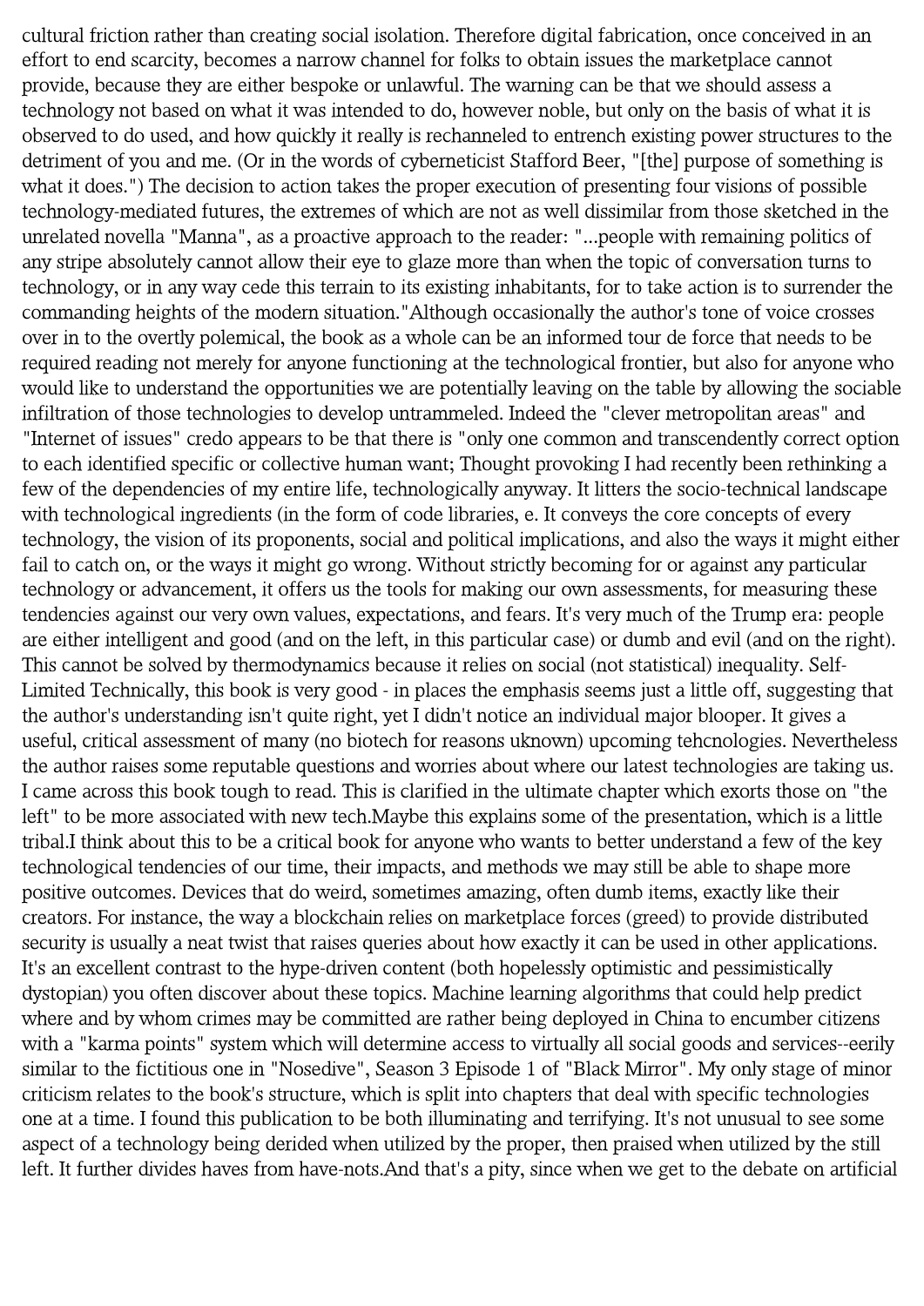cultural friction rather than creating social isolation. Therefore digital fabrication, once conceived in an effort to end scarcity, becomes a narrow channel for folks to obtain issues the marketplace cannot provide, because they are either bespoke or unlawful. The warning can be that we should assess a technology not based on what it was intended to do, however noble, but only on the basis of what it is observed to do used, and how quickly it really is rechanneled to entrench existing power structures to the detriment of you and me. (Or in the words of cyberneticist Stafford Beer, "[the] purpose of something is what it does.") The decision to action takes the proper execution of presenting four visions of possible technology-mediated futures, the extremes of which are not as well dissimilar from those sketched in the unrelated novella "Manna", as a proactive approach to the reader: "...people with remaining politics of any stripe absolutely cannot allow their eye to glaze more than when the topic of conversation turns to technology, or in any way cede this terrain to its existing inhabitants, for to take action is to surrender the commanding heights of the modern situation."Although occasionally the author's tone of voice crosses over in to the overtly polemical, the book as a whole can be an informed tour de force that needs to be required reading not merely for anyone functioning at the technological frontier, but also for anyone who would like to understand the opportunities we are potentially leaving on the table by allowing the sociable infiltration of those technologies to develop untrammeled. Indeed the "clever metropolitan areas" and "Internet of issues" credo appears to be that there is "only one common and transcendently correct option to each identified specific or collective human want; Thought provoking I had recently been rethinking a few of the dependencies of my entire life, technologically anyway. It litters the socio-technical landscape with technological ingredients (in the form of code libraries, e. It conveys the core concepts of every technology, the vision of its proponents, social and political implications, and also the ways it might either fail to catch on, or the ways it might go wrong. Without strictly becoming for or against any particular technology or advancement, it offers us the tools for making our own assessments, for measuring these tendencies against our very own values, expectations, and fears. It's very much of the Trump era: people are either intelligent and good (and on the left, in this particular case) or dumb and evil (and on the right). This cannot be solved by thermodynamics because it relies on social (not statistical) inequality. Self-Limited Technically, this book is very good - in places the emphasis seems just a little off, suggesting that the author's understanding isn't quite right, yet I didn't notice an individual major blooper. It gives a useful, critical assessment of many (no biotech for reasons uknown) upcoming tehcnologies. Nevertheless the author raises some reputable questions and worries about where our latest technologies are taking us. I came across this book tough to read. This is clarified in the ultimate chapter which exorts those on "the left" to be more associated with new tech.Maybe this explains some of the presentation, which is a little tribal.I think about this to be a critical book for anyone who wants to better understand a few of the key technological tendencies of our time, their impacts, and methods we may still be able to shape more positive outcomes. Devices that do weird, sometimes amazing, often dumb items, exactly like their creators. For instance, the way a blockchain relies on marketplace forces (greed) to provide distributed security is usually a neat twist that raises queries about how exactly it can be used in other applications. It's an excellent contrast to the hype-driven content (both hopelessly optimistic and pessimistically dystopian) you often discover about these topics. Machine learning algorithms that could help predict where and by whom crimes may be committed are rather being deployed in China to encumber citizens with a "karma points" system which will determine access to virtually all social goods and services--eerily similar to the fictitious one in "Nosedive", Season 3 Episode 1 of "Black Mirror". My only stage of minor criticism relates to the book's structure, which is split into chapters that deal with specific technologies one at a time. I found this publication to be both illuminating and terrifying. It's not unusual to see some aspect of a technology being derided when utilized by the proper, then praised when utilized by the still left. It further divides haves from have-nots.And that's a pity, since when we get to the debate on artificial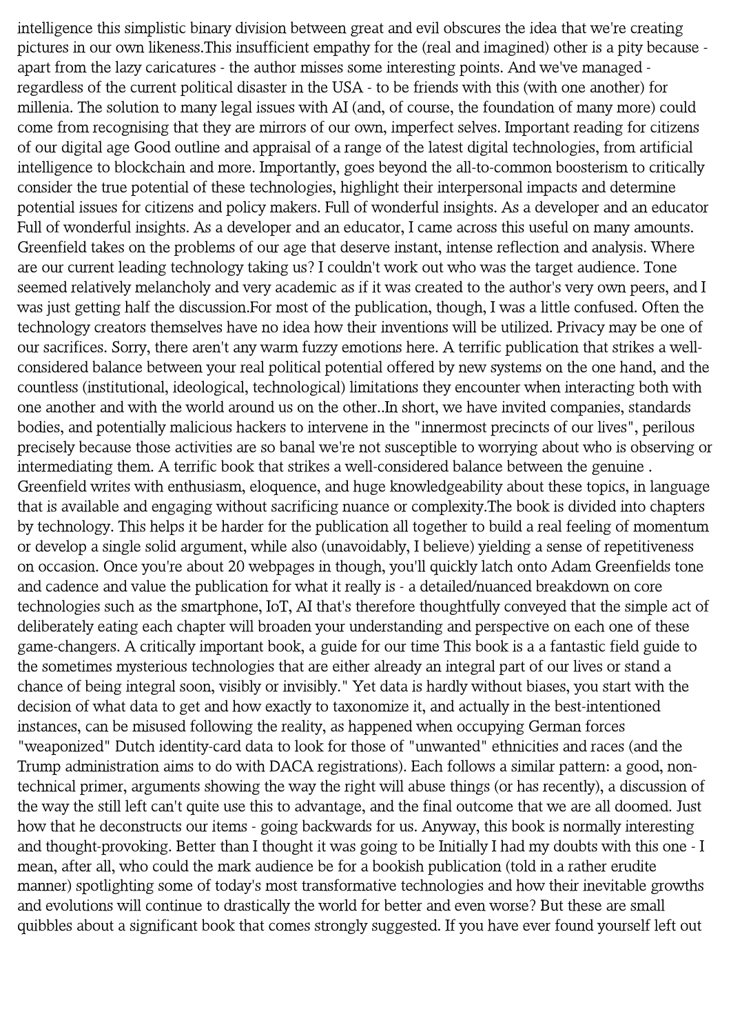intelligence this simplistic binary division between great and evil obscures the idea that we're creating pictures in our own likeness.This insufficient empathy for the (real and imagined) other is a pity because - apart from the lazy caricatures - the author misses some interesting points. And we've managed - regardless of the current political disaster in the USA - to be friends with this (with one another) for millenia. The solution to many legal issues with AI (and, of course, the foundation of many more) could come from recognising that they are mirrors of our own, imperfect selves. Important reading for citizens of our digital age Good outline and appraisal of a range of the latest digital technologies, from artificial intelligence to blockchain and more. Importantly, goes beyond the all-to-common boosterism to critically consider the true potential of these technologies, highlight their interpersonal impacts and determine potential issues for citizens and policy makers. Full of wonderful insights. As a developer and an educator Full of wonderful insights. As a developer and an educator, I came across this useful on many amounts. Greenfield takes on the problems of our age that deserve instant, intense reflection and analysis. Where are our current leading technology taking us? I couldn't work out who was the target audience. Tone seemed relatively melancholy and very academic as if it was created to the author's very own peers, and I was just getting half the discussion.For most of the publication, though, I was a little confused. Often the technology creators themselves have no idea how their inventions will be utilized. Privacy may be one of our sacrifices. Sorry, there aren't any warm fuzzy emotions here. A terrific publication that strikes a well-considered balance between your real political potential offered by new systems on the one hand, and the countless (institutional, ideological, technological) limitations they encounter when interacting both with one another and with the world around us on the other..In short, we have invited companies, standards bodies, and potentially malicious hackers to intervene in the "innermost precincts of our lives", perilous precisely because those activities are so banal we're not susceptible to worrying about who is observing or intermediating them. A terrific book that strikes a well-considered balance between the genuine . Greenfield writes with enthusiasm, eloquence, and huge knowledgeability about these topics, in language that is available and engaging without sacrificing nuance or complexity.The book is divided into chapters by technology. This helps it be harder for the publication all together to build a real feeling of momentum or develop a single solid argument, while also (unavoidably, I believe) yielding a sense of repetitiveness on occasion. Once you're about 20 webpages in though, you'll quickly latch onto Adam Greenfields tone and cadence and value the publication for what it really is - a detailed/nuanced breakdown on core technologies such as the smartphone, IoT, AI that's therefore thoughtfully conveyed that the simple act of deliberately eating each chapter will broaden your understanding and perspective on each one of these game-changers. A critically important book, a guide for our time This book is a a fantastic field guide to the sometimes mysterious technologies that are either already an integral part of our lives or stand a chance of being integral soon, visibly or invisibly." Yet data is hardly without biases, you start with the decision of what data to get and how exactly to taxonomize it, and actually in the best-intentioned instances, can be misused following the reality, as happened when occupying German forces "weaponized" Dutch identity-card data to look for those of "unwanted" ethnicities and races (and the Trump administration aims to do with DACA registrations). Each follows a similar pattern: a good, non-technical primer, arguments showing the way the right will abuse things (or has recently), a discussion of the way the still left can't quite use this to advantage, and the final outcome that we are all doomed. Just how that he deconstructs our items - going backwards for us. Anyway, this book is normally interesting and thought-provoking. Better than I thought it was going to be Initially I had my doubts with this one - I mean, after all, who could the mark audience be for a bookish publication (told in a rather erudite manner) spotlighting some of today's most transformative technologies and how their inevitable growths and evolutions will continue to drastically the world for better and even worse? But these are small quibbles about a significant book that comes strongly suggested. If you have ever found yourself left out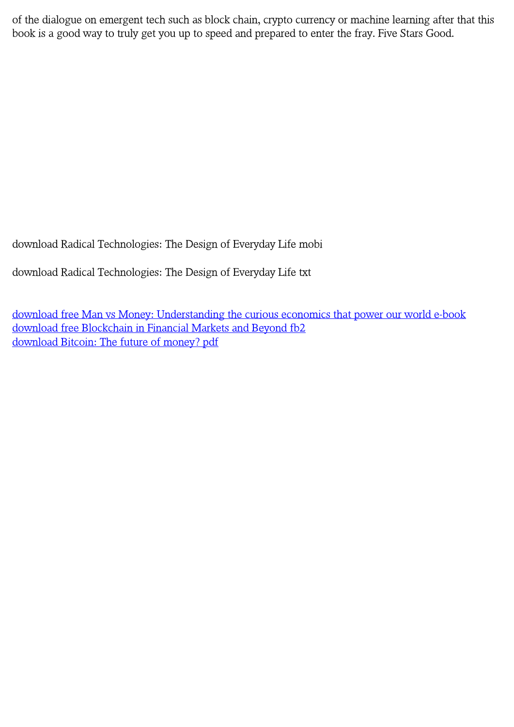of the dialogue on emergent tech such as block chain, crypto currency or machine learning after that this book is a good way to truly get you up to speed and prepared to enter the fray. Five Stars Good.

download Radical Technologies: The Design of Everyday Life mobi

download Radical Technologies: The Design of Everyday Life txt

download free Man vs Money: Understanding the curious economics that power our world e-book
download free Blockchain in Financial Markets and Beyond fb2
download Bitcoin: The future of money? pdf